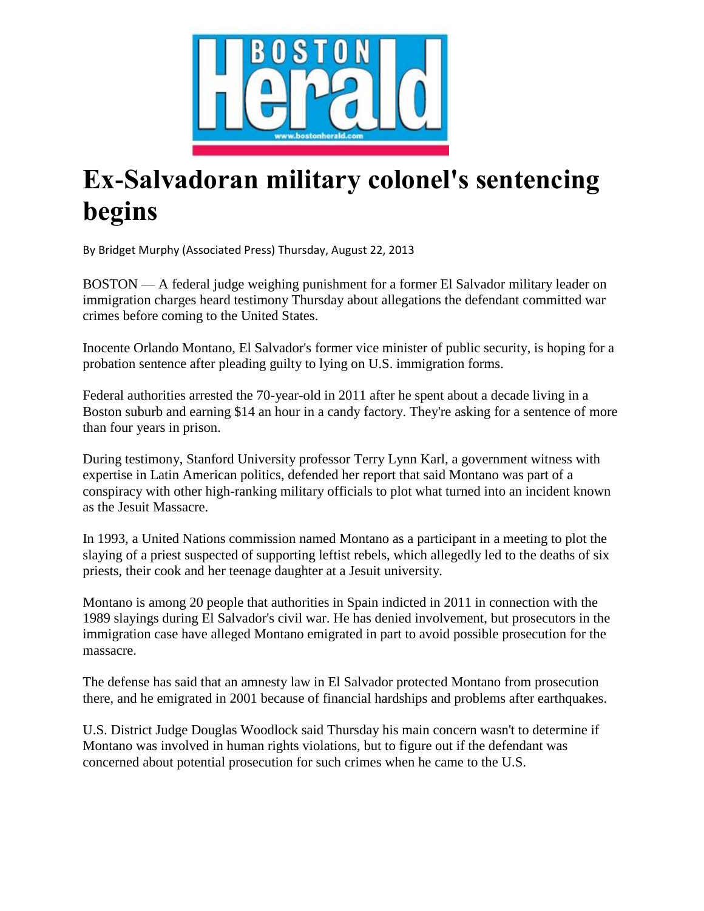# Ex-Salvadoran military colonel's sentencing begins

By Bridget Murphy (Associated Press) Thursday, August 22, 2013

BOSTON — A federal judge weighing punishment for a former El Salvador military leader on immigration charges heard testimony Thursday about allegations the defendant committed war crimes before coming to the United States.

Inocente Orlando Montano, El Salvador's former vice minister of public security, is hoping for a probation sentence after pleading guilty to lying on U.S. immigration forms.

Federal authorities arrested the 70-year-old in 2011 after he spent about a decade living in a Boston suburb and earning $14 an hour in a candy factory. They're asking for a sentence of more than four years in prison.

During testimony, Stanford University professor Terry Lynn Karl, a government witness with expertise in Latin American politics, defended her report that said Montano was part of a conspiracy with other high-ranking military officials to plot what turned into an incident known as the Jesuit Massacre.

In 1993, a United Nations commission named Montano as a participant in a meeting to plot the slaying of a priest suspected of supporting leftist rebels, which allegedly led to the deaths of six priests, their cook and her teenage daughter at a Jesuit university.

Montano is among 20 people that authorities in Spain indicted in 2011 in connection with the 1989 slayings during El Salvador's civil war. He has denied involvement, but prosecutors in the immigration case have alleged Montano emigrated in part to avoid possible prosecution for the massacre.

The defense has said that an amnesty law in El Salvador protected Montano from prosecution there, and he emigrated in 2001 because of financial hardships and problems after earthquakes.

U.S. District Judge Douglas Woodlock said Thursday his main concern wasn't to determine if Montano was involved in human rights violations, but to figure out if the defendant was concerned about potential prosecution for such crimes when he came to the U.S.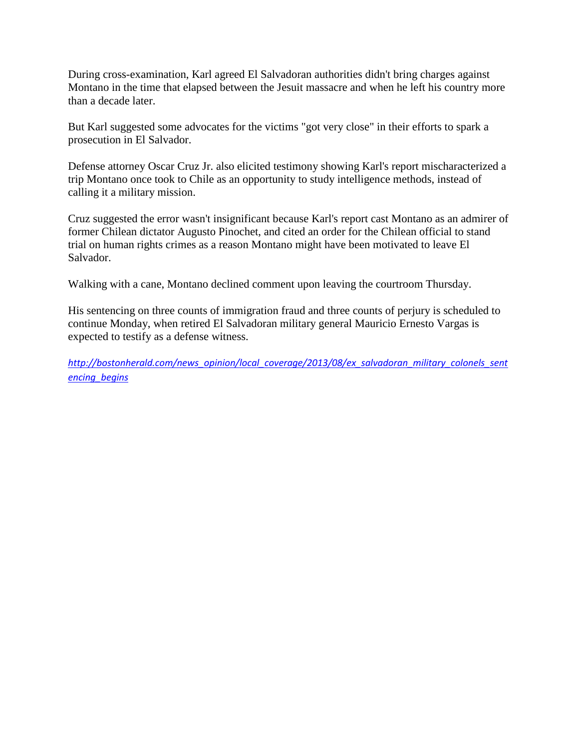During cross-examination, Karl agreed El Salvadoran authorities didn't bring charges against Montano in the time that elapsed between the Jesuit massacre and when he left his country more than a decade later.

But Karl suggested some advocates for the victims "got very close" in their efforts to spark a prosecution in El Salvador.

Defense attorney Oscar Cruz Jr. also elicited testimony showing Karl's report mischaracterized a trip Montano once took to Chile as an opportunity to study intelligence methods, instead of calling it a military mission.

Cruz suggested the error wasn't insignificant because Karl's report cast Montano as an admirer of former Chilean dictator Augusto Pinochet, and cited an order for the Chilean official to stand trial on human rights crimes as a reason Montano might have been motivated to leave El Salvador.

Walking with a cane, Montano declined comment upon leaving the courtroom Thursday.

His sentencing on three counts of immigration fraud and three counts of perjury is scheduled to continue Monday, when retired El Salvadoran military general Mauricio Ernesto Vargas is expected to testify as a defense witness.

*http://bostonherald.com/news_opinion/local_coverage/2013/08/ex_salvadoran_military_colonels_sentencing_begins*